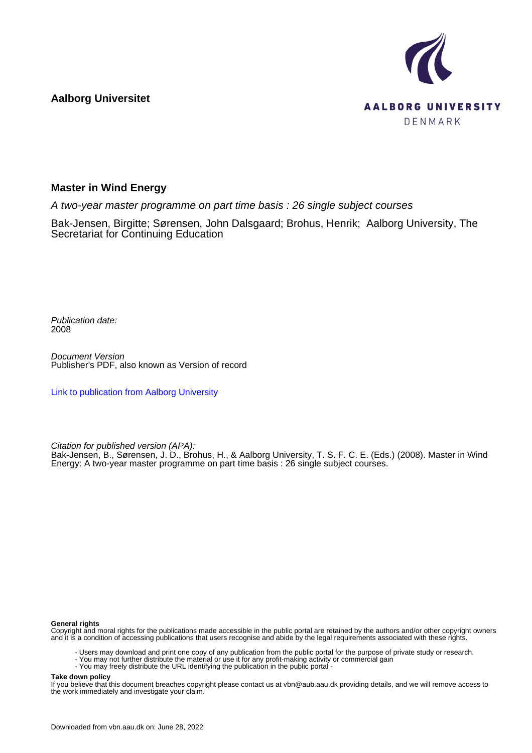**Aalborg Universitet**

AALBORG UNIVERSITY
DENMARK

# Master in Wind Energy

*A two-year master programme on part time basis : 26 single subject courses*

Bak-Jensen, Birgitte; Sørensen, John Dalsgaard; Brohus, Henrik; Aalborg University, The Secretariat for Continuing Education

*Publication date:*
2008

*Document Version*
Publisher's PDF, also known as Version of record

[Link to publication from Aalborg University](#)

*Citation for published version (APA):*
Bak-Jensen, B., Sørensen, J. D., Brohus, H., & Aalborg University, T. S. F. C. E. (Eds.) (2008). Master in Wind Energy: A two-year master programme on part time basis : 26 single subject courses.

**General rights**
Copyright and moral rights for the publications made accessible in the public portal are retained by the authors and/or other copyright owners and it is a condition of accessing publications that users recognise and abide by the legal requirements associated with these rights.

- Users may download and print one copy of any publication from the public portal for the purpose of private study or research.
- You may not further distribute the material or use it for any profit-making activity or commercial gain
- You may freely distribute the URL identifying the publication in the public portal -

**Take down policy**
If you believe that this document breaches copyright please contact us at vbn@aub.aau.dk providing details, and we will remove access to the work immediately and investigate your claim.

Downloaded from vbn.aau.dk on: June 28, 2022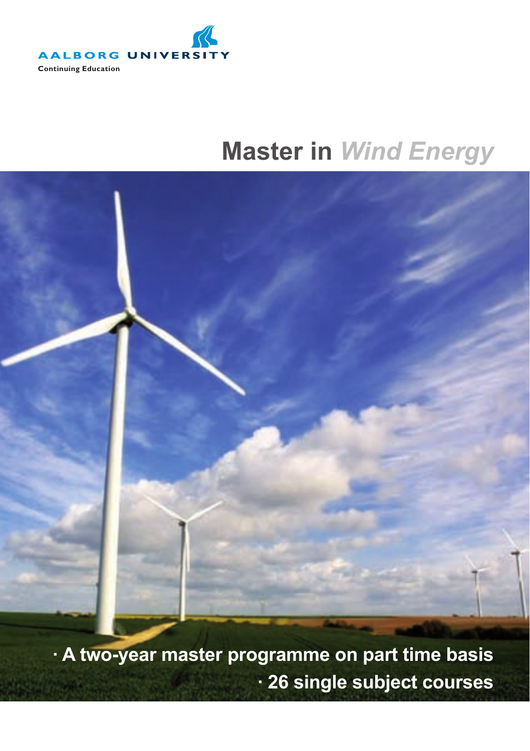AALBORG UNIVERSITY

Continuing Education

# Master in *Wind Energy*

**· A two-year master programme on part time basis**

**· 26 single subject courses**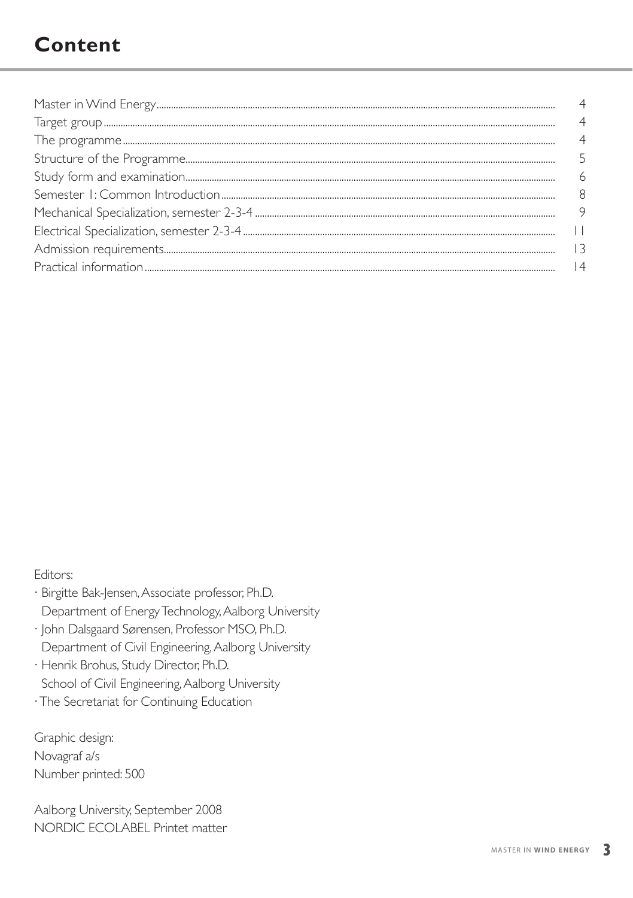# Content

| | |
|---|---|
| Master in Wind Energy | 4 |
| Target group | 4 |
| The programme | 4 |
| Structure of the Programme | 5 |
| Study form and examination | 6 |
| Semester 1: Common Introduction | 8 |
| Mechanical Specialization, semester 2-3-4 | 9 |
| Electrical Specialization, semester 2-3-4 | 11 |
| Admission requirements | 13 |
| Practical information | 14 |

Editors:

- Birgitte Bak-Jensen, Associate professor, Ph.D.
  Department of Energy Technology, Aalborg University
- John Dalsgaard Sørensen, Professor MSO, Ph.D.
  Department of Civil Engineering, Aalborg University
- Henrik Brohus, Study Director, Ph.D.
  School of Civil Engineering, Aalborg University
- The Secretariat for Continuing Education

Graphic design:
Novagraf a/s
Number printed: 500

Aalborg University, September 2008
NORDIC ECOLABEL Printet matter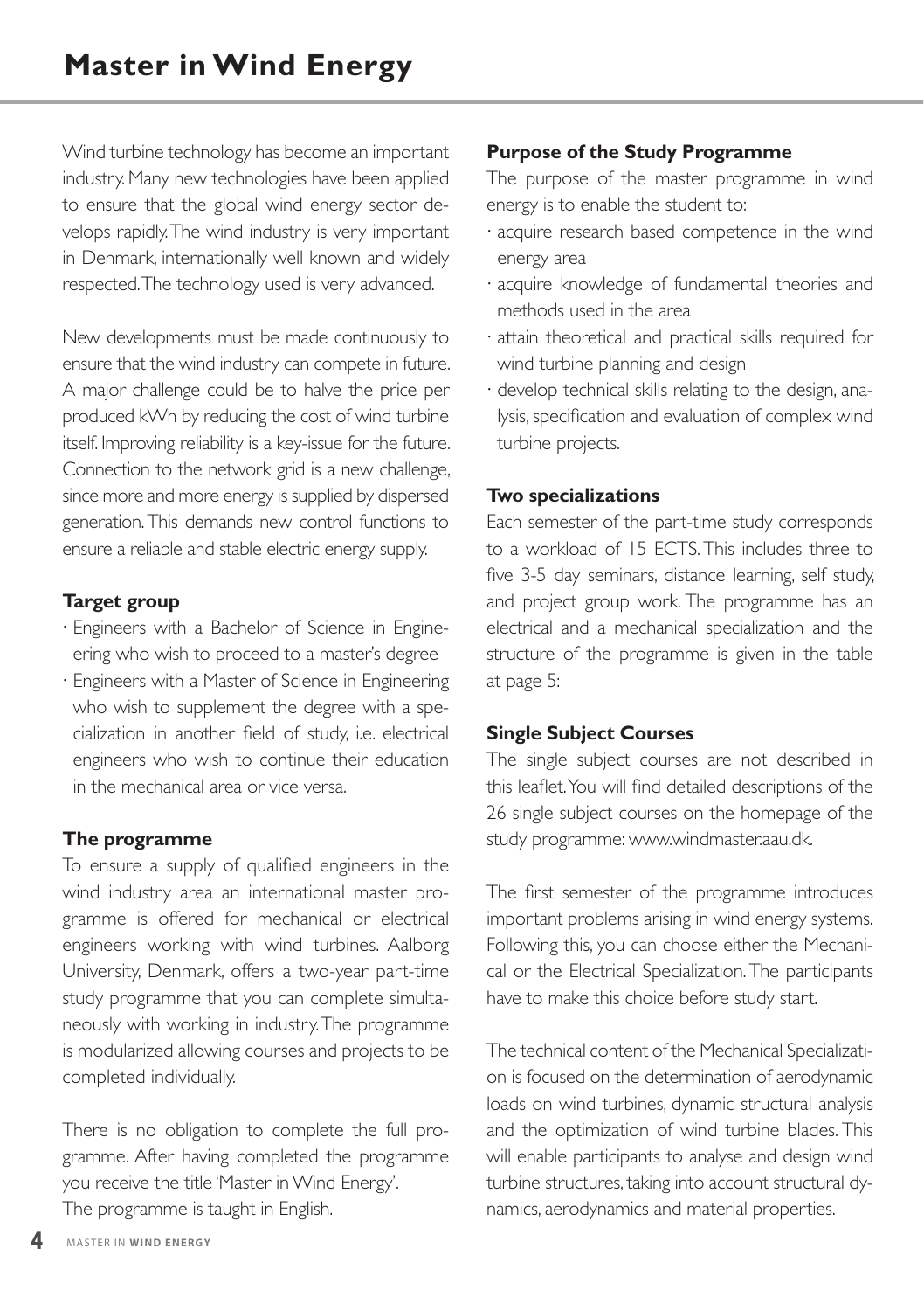# Master in Wind Energy

Wind turbine technology has become an important industry. Many new technologies have been applied to ensure that the global wind energy sector develops rapidly. The wind industry is very important in Denmark, internationally well known and widely respected. The technology used is very advanced.

New developments must be made continuously to ensure that the wind industry can compete in future. A major challenge could be to halve the price per produced kWh by reducing the cost of wind turbine itself. Improving reliability is a key-issue for the future. Connection to the network grid is a new challenge, since more and more energy is supplied by dispersed generation. This demands new control functions to ensure a reliable and stable electric energy supply.

### Target group

- Engineers with a Bachelor of Science in Engineering who wish to proceed to a master's degree
- Engineers with a Master of Science in Engineering who wish to supplement the degree with a specialization in another field of study, i.e. electrical engineers who wish to continue their education in the mechanical area or vice versa.

### The programme

To ensure a supply of qualified engineers in the wind industry area an international master programme is offered for mechanical or electrical engineers working with wind turbines. Aalborg University, Denmark, offers a two-year part-time study programme that you can complete simultaneously with working in industry. The programme is modularized allowing courses and projects to be completed individually.

There is no obligation to complete the full programme. After having completed the programme you receive the title 'Master in Wind Energy'.
The programme is taught in English.

### Purpose of the Study Programme

The purpose of the master programme in wind energy is to enable the student to:

- acquire research based competence in the wind energy area
- acquire knowledge of fundamental theories and methods used in the area
- attain theoretical and practical skills required for wind turbine planning and design
- develop technical skills relating to the design, analysis, specification and evaluation of complex wind turbine projects.

### Two specializations

Each semester of the part-time study corresponds to a workload of 15 ECTS. This includes three to five 3-5 day seminars, distance learning, self study, and project group work. The programme has an electrical and a mechanical specialization and the structure of the programme is given in the table at page 5:

### Single Subject Courses

The single subject courses are not described in this leaflet. You will find detailed descriptions of the 26 single subject courses on the homepage of the study programme: www.windmaster.aau.dk.

The first semester of the programme introduces important problems arising in wind energy systems. Following this, you can choose either the Mechanical or the Electrical Specialization. The participants have to make this choice before study start.

The technical content of the Mechanical Specialization is focused on the determination of aerodynamic loads on wind turbines, dynamic structural analysis and the optimization of wind turbine blades. This will enable participants to analyse and design wind turbine structures, taking into account structural dynamics, aerodynamics and material properties.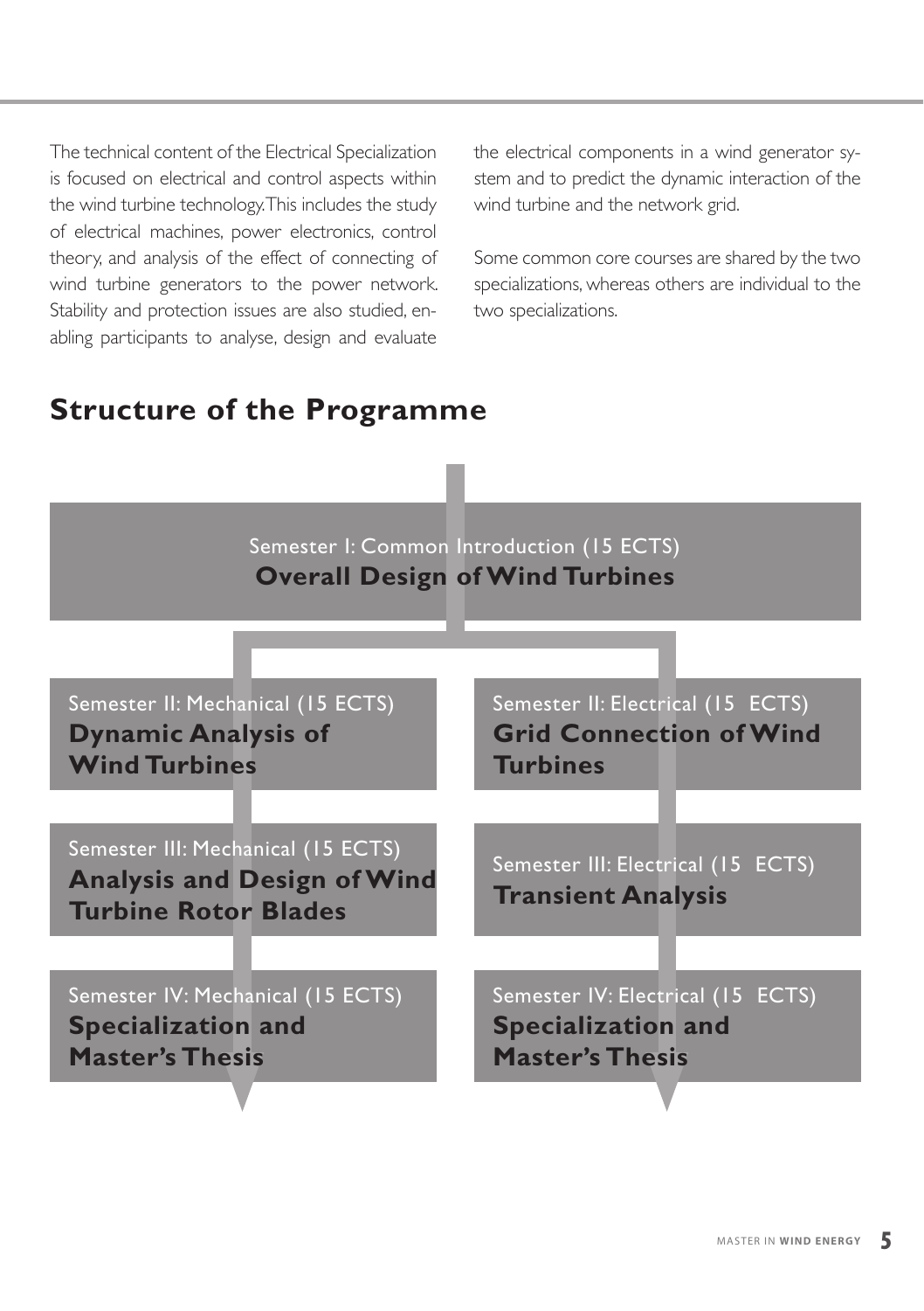The technical content of the Electrical Specialization is focused on electrical and control aspects within the wind turbine technology. This includes the study of electrical machines, power electronics, control theory, and analysis of the effect of connecting of wind turbine generators to the power network. Stability and protection issues are also studied, enabling participants to analyse, design and evaluate the electrical components in a wind generator system and to predict the dynamic interaction of the wind turbine and the network grid.

Some common core courses are shared by the two specializations, whereas others are individual to the two specializations.

## Structure of the Programme

Semester I: Common Introduction (15 ECTS)
**Overall Design of Wind Turbines**

Semester II: Mechanical (15 ECTS)
**Dynamic Analysis of Wind Turbines**

Semester III: Mechanical (15 ECTS)
**Analysis and Design of Wind Turbine Rotor Blades**

Semester IV: Mechanical (15 ECTS)
**Specialization and Master's Thesis**

Semester II: Electrical (15 ECTS)
**Grid Connection of Wind Turbines**

Semester III: Electrical (15 ECTS)
**Transient Analysis**

Semester IV: Electrical (15 ECTS)
**Specialization and Master's Thesis**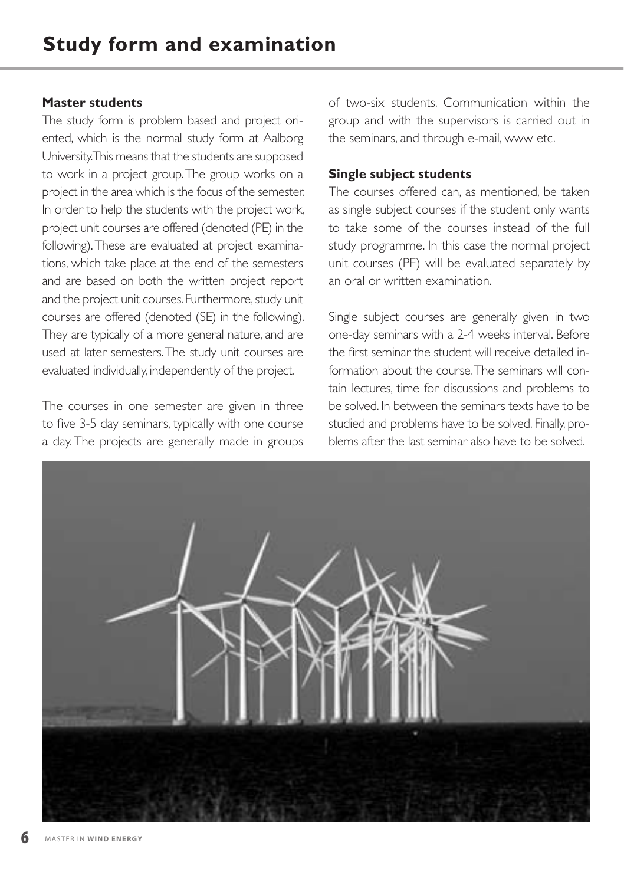# Study form and examination

### Master students

The study form is problem based and project oriented, which is the normal study form at Aalborg University. This means that the students are supposed to work in a project group. The group works on a project in the area which is the focus of the semester. In order to help the students with the project work, project unit courses are offered (denoted (PE) in the following). These are evaluated at project examinations, which take place at the end of the semesters and are based on both the written project report and the project unit courses. Furthermore, study unit courses are offered (denoted (SE) in the following). They are typically of a more general nature, and are used at later semesters. The study unit courses are evaluated individually, independently of the project.

The courses in one semester are given in three to five 3-5 day seminars, typically with one course a day. The projects are generally made in groups of two-six students. Communication within the group and with the supervisors is carried out in the seminars, and through e-mail, www etc.

### Single subject students

The courses offered can, as mentioned, be taken as single subject courses if the student only wants to take some of the courses instead of the full study programme. In this case the normal project unit courses (PE) will be evaluated separately by an oral or written examination.

Single subject courses are generally given in two one-day seminars with a 2-4 weeks interval. Before the first seminar the student will receive detailed information about the course. The seminars will contain lectures, time for discussions and problems to be solved. In between the seminars texts have to be studied and problems have to be solved. Finally, problems after the last seminar also have to be solved.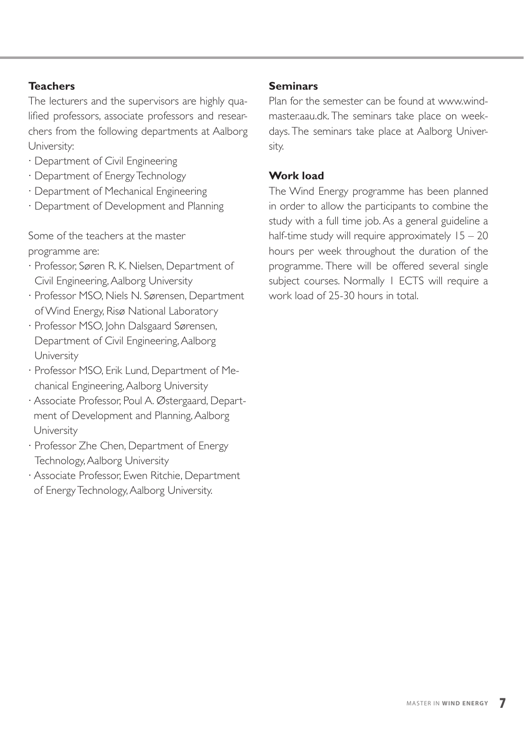### Teachers

The lecturers and the supervisors are highly qualified professors, associate professors and researchers from the following departments at Aalborg University:

- Department of Civil Engineering
- Department of Energy Technology
- Department of Mechanical Engineering
- Department of Development and Planning

Some of the teachers at the master programme are:

- Professor, Søren R. K. Nielsen, Department of Civil Engineering, Aalborg University
- Professor MSO, Niels N. Sørensen, Department of Wind Energy, Risø National Laboratory
- Professor MSO, John Dalsgaard Sørensen, Department of Civil Engineering, Aalborg University
- Professor MSO, Erik Lund, Department of Mechanical Engineering, Aalborg University
- Associate Professor, Poul A. Østergaard, Department of Development and Planning, Aalborg University
- Professor Zhe Chen, Department of Energy Technology, Aalborg University
- Associate Professor, Ewen Ritchie, Department of Energy Technology, Aalborg University.

### Seminars

Plan for the semester can be found at www.windmaster.aau.dk. The seminars take place on weekdays. The seminars take place at Aalborg University.

### Work load

The Wind Energy programme has been planned in order to allow the participants to combine the study with a full time job. As a general guideline a half-time study will require approximately 15 – 20 hours per week throughout the duration of the programme. There will be offered several single subject courses. Normally 1 ECTS will require a work load of 25-30 hours in total.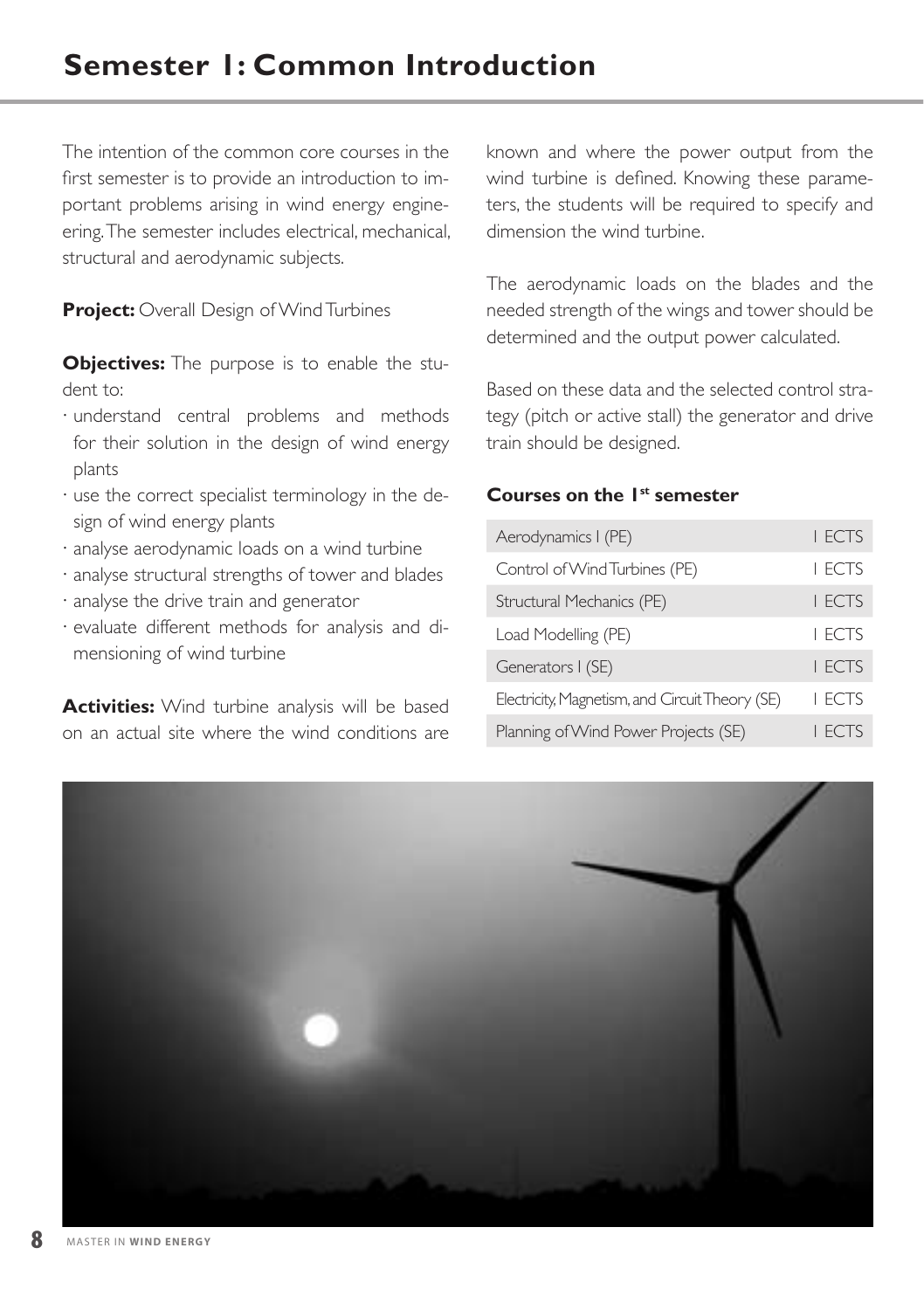# Semester 1: Common Introduction

The intention of the common core courses in the first semester is to provide an introduction to important problems arising in wind energy engineering. The semester includes electrical, mechanical, structural and aerodynamic subjects.

**Project:** Overall Design of Wind Turbines

**Objectives:** The purpose is to enable the student to:

- understand central problems and methods for their solution in the design of wind energy plants
- use the correct specialist terminology in the design of wind energy plants
- analyse aerodynamic loads on a wind turbine
- analyse structural strengths of tower and blades
- analyse the drive train and generator
- evaluate different methods for analysis and dimensioning of wind turbine

**Activities:** Wind turbine analysis will be based on an actual site where the wind conditions are known and where the power output from the wind turbine is defined. Knowing these parameters, the students will be required to specify and dimension the wind turbine.

The aerodynamic loads on the blades and the needed strength of the wings and tower should be determined and the output power calculated.

Based on these data and the selected control strategy (pitch or active stall) the generator and drive train should be designed.

**Courses on the 1st semester**

| Course | ECTS |
|---|---|
| Aerodynamics I (PE) | 1 ECTS |
| Control of Wind Turbines (PE) | 1 ECTS |
| Structural Mechanics (PE) | 1 ECTS |
| Load Modelling (PE) | 1 ECTS |
| Generators I (SE) | 1 ECTS |
| Electricity, Magnetism, and Circuit Theory (SE) | 1 ECTS |
| Planning of Wind Power Projects (SE) | 1 ECTS |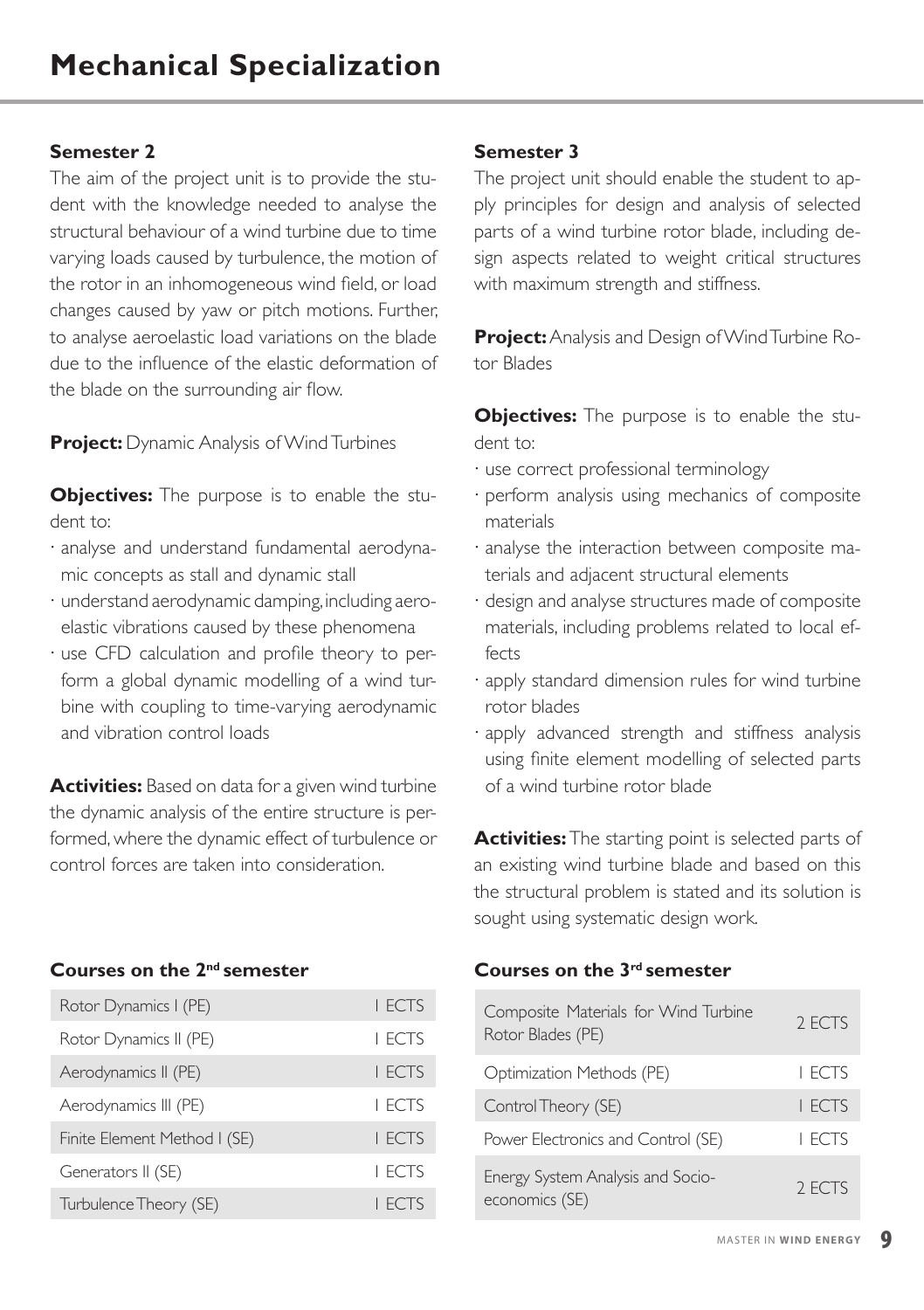# Mechanical Specialization

### Semester 2

The aim of the project unit is to provide the student with the knowledge needed to analyse the structural behaviour of a wind turbine due to time varying loads caused by turbulence, the motion of the rotor in an inhomogeneous wind field, or load changes caused by yaw or pitch motions. Further, to analyse aeroelastic load variations on the blade due to the influence of the elastic deformation of the blade on the surrounding air flow.

**Project:** Dynamic Analysis of Wind Turbines

**Objectives:** The purpose is to enable the student to:

- analyse and understand fundamental aerodynamic concepts as stall and dynamic stall
- understand aerodynamic damping, including aeroelastic vibrations caused by these phenomena
- use CFD calculation and profile theory to perform a global dynamic modelling of a wind turbine with coupling to time-varying aerodynamic and vibration control loads

**Activities:** Based on data for a given wind turbine the dynamic analysis of the entire structure is performed, where the dynamic effect of turbulence or control forces are taken into consideration.

#### Courses on the 2nd semester

| Course | ECTS |
|---|---|
| Rotor Dynamics I (PE) | 1 ECTS |
| Rotor Dynamics II (PE) | 1 ECTS |
| Aerodynamics II (PE) | 1 ECTS |
| Aerodynamics III (PE) | 1 ECTS |
| Finite Element Method I (SE) | 1 ECTS |
| Generators II (SE) | 1 ECTS |
| Turbulence Theory (SE) | 1 ECTS |

### Semester 3

The project unit should enable the student to apply principles for design and analysis of selected parts of a wind turbine rotor blade, including design aspects related to weight critical structures with maximum strength and stiffness.

**Project:** Analysis and Design of Wind Turbine Rotor Blades

**Objectives:** The purpose is to enable the student to:

- use correct professional terminology
- perform analysis using mechanics of composite materials
- analyse the interaction between composite materials and adjacent structural elements
- design and analyse structures made of composite materials, including problems related to local effects
- apply standard dimension rules for wind turbine rotor blades
- apply advanced strength and stiffness analysis using finite element modelling of selected parts of a wind turbine rotor blade

**Activities:** The starting point is selected parts of an existing wind turbine blade and based on this the structural problem is stated and its solution is sought using systematic design work.

#### Courses on the 3rd semester

| Course | ECTS |
|---|---|
| Composite Materials for Wind Turbine Rotor Blades (PE) | 2 ECTS |
| Optimization Methods (PE) | 1 ECTS |
| Control Theory (SE) | 1 ECTS |
| Power Electronics and Control (SE) | 1 ECTS |
| Energy System Analysis and Socio-economics (SE) | 2 ECTS |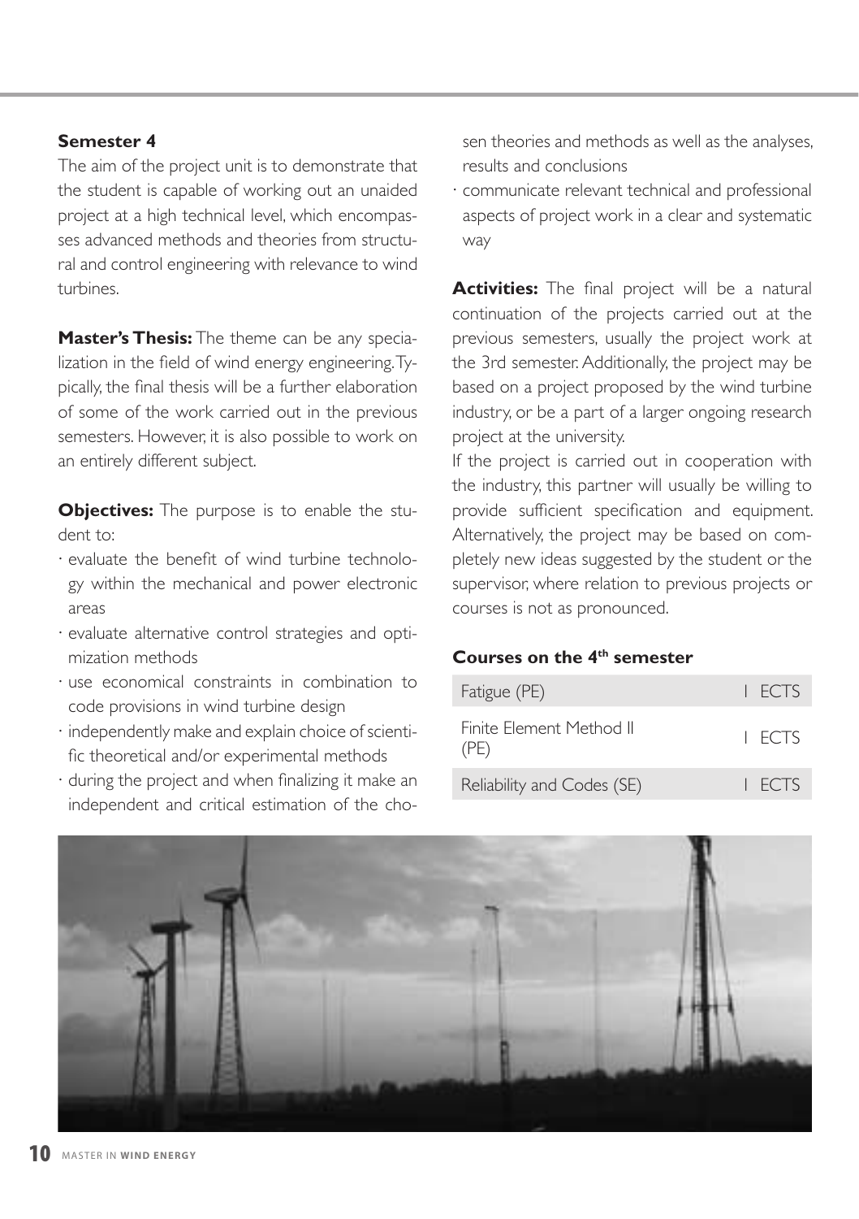### Semester 4

The aim of the project unit is to demonstrate that the student is capable of working out an unaided project at a high technical level, which encompasses advanced methods and theories from structural and control engineering with relevance to wind turbines.

**Master's Thesis:** The theme can be any specialization in the field of wind energy engineering. Typically, the final thesis will be a further elaboration of some of the work carried out in the previous semesters. However, it is also possible to work on an entirely different subject.

**Objectives:** The purpose is to enable the student to:

- evaluate the benefit of wind turbine technology within the mechanical and power electronic areas
- evaluate alternative control strategies and optimization methods
- use economical constraints in combination to code provisions in wind turbine design
- independently make and explain choice of scientific theoretical and/or experimental methods
- during the project and when finalizing it make an independent and critical estimation of the chosen theories and methods as well as the analyses, results and conclusions
- communicate relevant technical and professional aspects of project work in a clear and systematic way

**Activities:** The final project will be a natural continuation of the projects carried out at the previous semesters, usually the project work at the 3rd semester. Additionally, the project may be based on a project proposed by the wind turbine industry, or be a part of a larger ongoing research project at the university.

If the project is carried out in cooperation with the industry, this partner will usually be willing to provide sufficient specification and equipment. Alternatively, the project may be based on completely new ideas suggested by the student or the supervisor, where relation to previous projects or courses is not as pronounced.

#### Courses on the 4th semester

| Course | ECTS |
|---|---|
| Fatigue (PE) | 1 ECTS |
| Finite Element Method II (PE) | 1 ECTS |
| Reliability and Codes (SE) | 1 ECTS |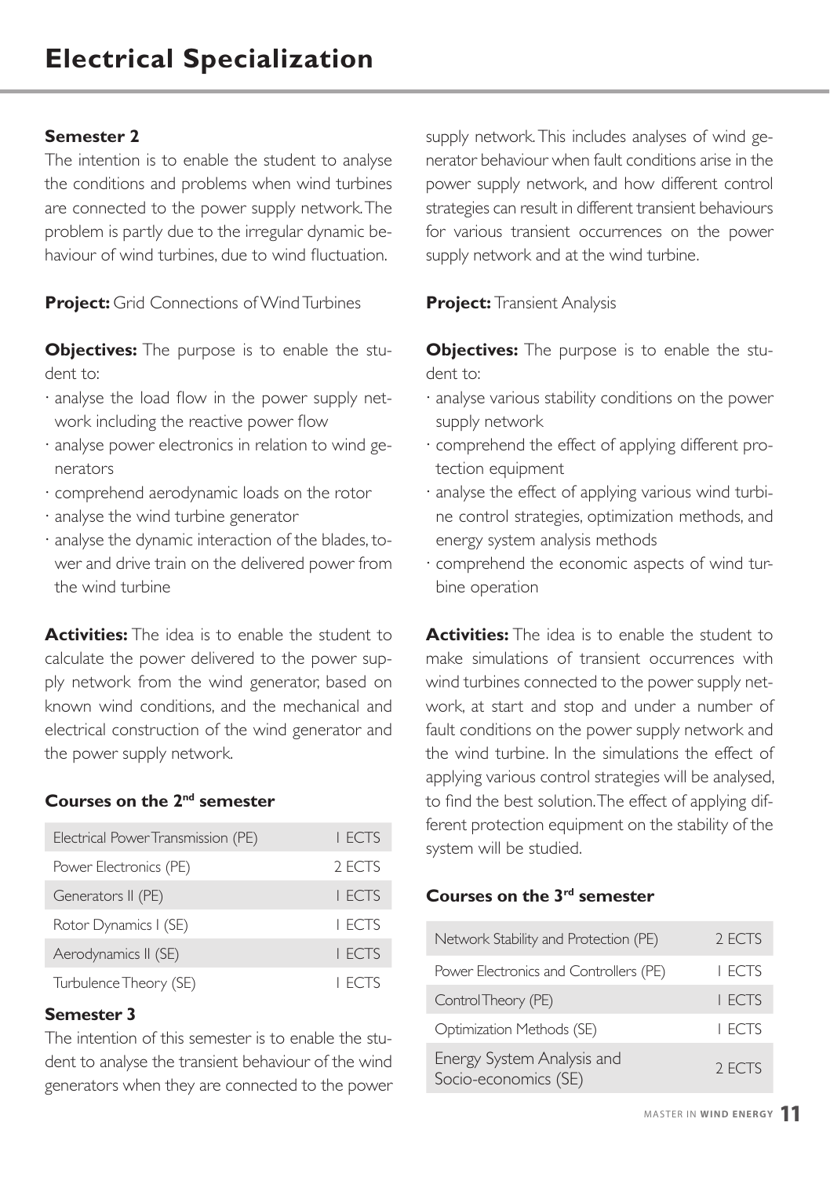# Electrical Specialization

### Semester 2

The intention is to enable the student to analyse the conditions and problems when wind turbines are connected to the power supply network. The problem is partly due to the irregular dynamic behaviour of wind turbines, due to wind fluctuation.

**Project:** Grid Connections of Wind Turbines

**Objectives:** The purpose is to enable the student to:

- analyse the load flow in the power supply network including the reactive power flow
- analyse power electronics in relation to wind generators
- comprehend aerodynamic loads on the rotor
- analyse the wind turbine generator
- analyse the dynamic interaction of the blades, tower and drive train on the delivered power from the wind turbine

**Activities:** The idea is to enable the student to calculate the power delivered to the power supply network from the wind generator, based on known wind conditions, and the mechanical and electrical construction of the wind generator and the power supply network.

#### Courses on the 2nd semester

| Course | ECTS |
| --- | --- |
| Electrical Power Transmission (PE) | 1 ECTS |
| Power Electronics (PE) | 2 ECTS |
| Generators II (PE) | 1 ECTS |
| Rotor Dynamics I (SE) | 1 ECTS |
| Aerodynamics II (SE) | 1 ECTS |
| Turbulence Theory (SE) | 1 ECTS |

### Semester 3

The intention of this semester is to enable the student to analyse the transient behaviour of the wind generators when they are connected to the power supply network. This includes analyses of wind generator behaviour when fault conditions arise in the power supply network, and how different control strategies can result in different transient behaviours for various transient occurrences on the power supply network and at the wind turbine.

**Project:** Transient Analysis

**Objectives:** The purpose is to enable the student to:

- analyse various stability conditions on the power supply network
- comprehend the effect of applying different protection equipment
- analyse the effect of applying various wind turbine control strategies, optimization methods, and energy system analysis methods
- comprehend the economic aspects of wind turbine operation

**Activities:** The idea is to enable the student to make simulations of transient occurrences with wind turbines connected to the power supply network, at start and stop and under a number of fault conditions on the power supply network and the wind turbine. In the simulations the effect of applying various control strategies will be analysed, to find the best solution. The effect of applying different protection equipment on the stability of the system will be studied.

#### Courses on the 3rd semester

| Course | ECTS |
| --- | --- |
| Network Stability and Protection (PE) | 2 ECTS |
| Power Electronics and Controllers (PE) | 1 ECTS |
| Control Theory (PE) | 1 ECTS |
| Optimization Methods (SE) | 1 ECTS |
| Energy System Analysis and Socio-economics (SE) | 2 ECTS |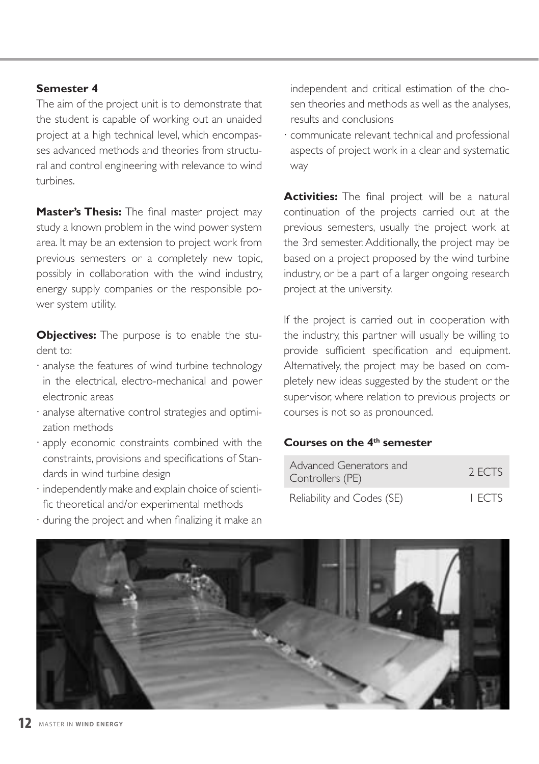### Semester 4

The aim of the project unit is to demonstrate that the student is capable of working out an unaided project at a high technical level, which encompasses advanced methods and theories from structural and control engineering with relevance to wind turbines.

**Master's Thesis:** The final master project may study a known problem in the wind power system area. It may be an extension to project work from previous semesters or a completely new topic, possibly in collaboration with the wind industry, energy supply companies or the responsible power system utility.

**Objectives:** The purpose is to enable the student to:

- analyse the features of wind turbine technology in the electrical, electro-mechanical and power electronic areas
- analyse alternative control strategies and optimization methods
- apply economic constraints combined with the constraints, provisions and specifications of Standards in wind turbine design
- independently make and explain choice of scientific theoretical and/or experimental methods
- during the project and when finalizing it make an independent and critical estimation of the chosen theories and methods as well as the analyses, results and conclusions
- communicate relevant technical and professional aspects of project work in a clear and systematic way

**Activities:** The final project will be a natural continuation of the projects carried out at the previous semesters, usually the project work at the 3rd semester. Additionally, the project may be based on a project proposed by the wind turbine industry, or be a part of a larger ongoing research project at the university.

If the project is carried out in cooperation with the industry, this partner will usually be willing to provide sufficient specification and equipment. Alternatively, the project may be based on completely new ideas suggested by the student or the supervisor, where relation to previous projects or courses is not so as pronounced.

#### Courses on the 4th semester

| Course | ECTS |
|---|---|
| Advanced Generators and Controllers (PE) | 2 ECTS |
| Reliability and Codes (SE) | 1 ECTS |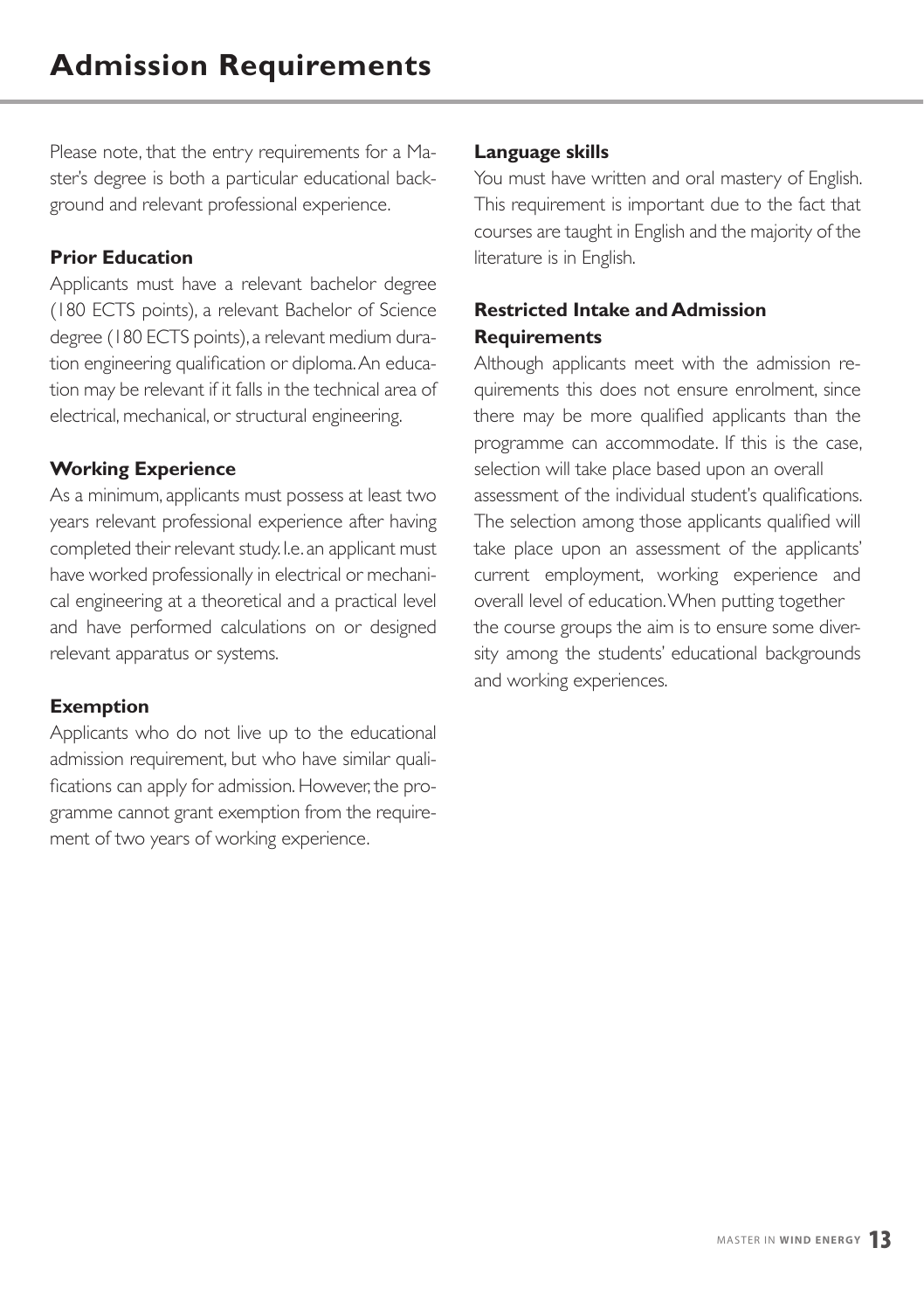# Admission Requirements

Please note, that the entry requirements for a Master's degree is both a particular educational background and relevant professional experience.

**Prior Education**

Applicants must have a relevant bachelor degree (180 ECTS points), a relevant Bachelor of Science degree (180 ECTS points), a relevant medium duration engineering qualification or diploma. An education may be relevant if it falls in the technical area of electrical, mechanical, or structural engineering.

**Working Experience**

As a minimum, applicants must possess at least two years relevant professional experience after having completed their relevant study. I.e. an applicant must have worked professionally in electrical or mechanical engineering at a theoretical and a practical level and have performed calculations on or designed relevant apparatus or systems.

**Exemption**

Applicants who do not live up to the educational admission requirement, but who have similar qualifications can apply for admission. However, the programme cannot grant exemption from the requirement of two years of working experience.

**Language skills**

You must have written and oral mastery of English. This requirement is important due to the fact that courses are taught in English and the majority of the literature is in English.

**Restricted Intake and Admission Requirements**

Although applicants meet with the admission requirements this does not ensure enrolment, since there may be more qualified applicants than the programme can accommodate. If this is the case, selection will take place based upon an overall assessment of the individual student's qualifications. The selection among those applicants qualified will take place upon an assessment of the applicants' current employment, working experience and overall level of education. When putting together the course groups the aim is to ensure some diversity among the students' educational backgrounds and working experiences.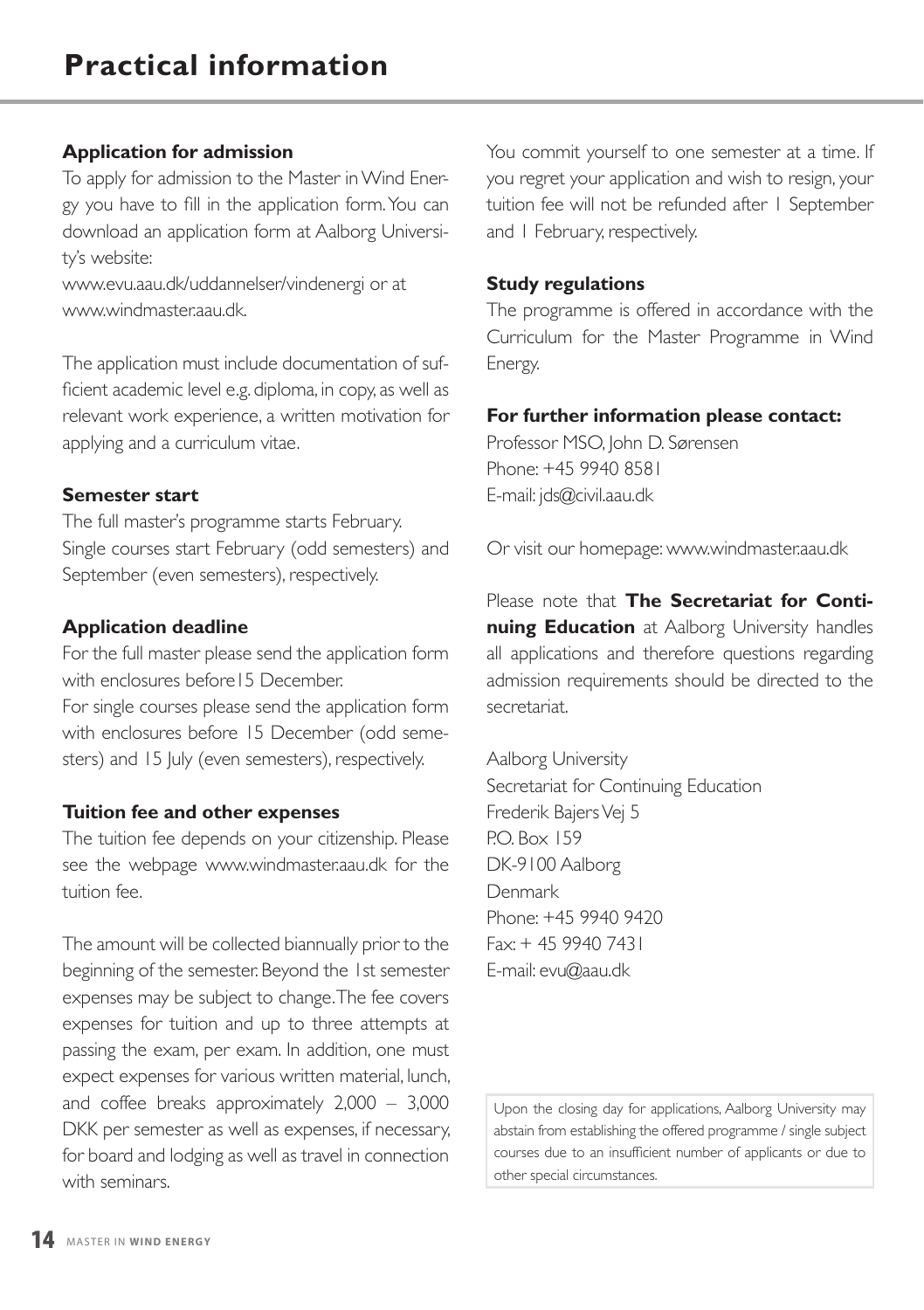# Practical information

### Application for admission

To apply for admission to the Master in Wind Energy you have to fill in the application form. You can download an application form at Aalborg University's website:
www.evu.aau.dk/uddannelser/vindenergi or at www.windmaster.aau.dk.

The application must include documentation of sufficient academic level e.g. diploma, in copy, as well as relevant work experience, a written motivation for applying and a curriculum vitae.

### Semester start

The full master's programme starts February.
Single courses start February (odd semesters) and September (even semesters), respectively.

### Application deadline

For the full master please send the application form with enclosures before15 December.
For single courses please send the application form with enclosures before 15 December (odd semesters) and 15 July (even semesters), respectively.

### Tuition fee and other expenses

The tuition fee depends on your citizenship. Please see the webpage www.windmaster.aau.dk for the tuition fee.

The amount will be collected biannually prior to the beginning of the semester. Beyond the 1st semester expenses may be subject to change. The fee covers expenses for tuition and up to three attempts at passing the exam, per exam. In addition, one must expect expenses for various written material, lunch, and coffee breaks approximately 2,000 – 3,000 DKK per semester as well as expenses, if necessary, for board and lodging as well as travel in connection with seminars.

You commit yourself to one semester at a time. If you regret your application and wish to resign, your tuition fee will not be refunded after 1 September and 1 February, respectively.

### Study regulations

The programme is offered in accordance with the Curriculum for the Master Programme in Wind Energy.

### For further information please contact:

Professor MSO, John D. Sørensen
Phone: +45 9940 8581
E-mail: jds@civil.aau.dk

Or visit our homepage: www.windmaster.aau.dk

Please note that **The Secretariat for Continuing Education** at Aalborg University handles all applications and therefore questions regarding admission requirements should be directed to the secretariat.

Aalborg University
Secretariat for Continuing Education
Frederik Bajers Vej 5
P.O. Box 159
DK-9100 Aalborg
Denmark
Phone: +45 9940 9420
Fax: + 45 9940 7431
E-mail: evu@aau.dk

Upon the closing day for applications, Aalborg University may abstain from establishing the offered programme / single subject courses due to an insufficient number of applicants or due to other special circumstances.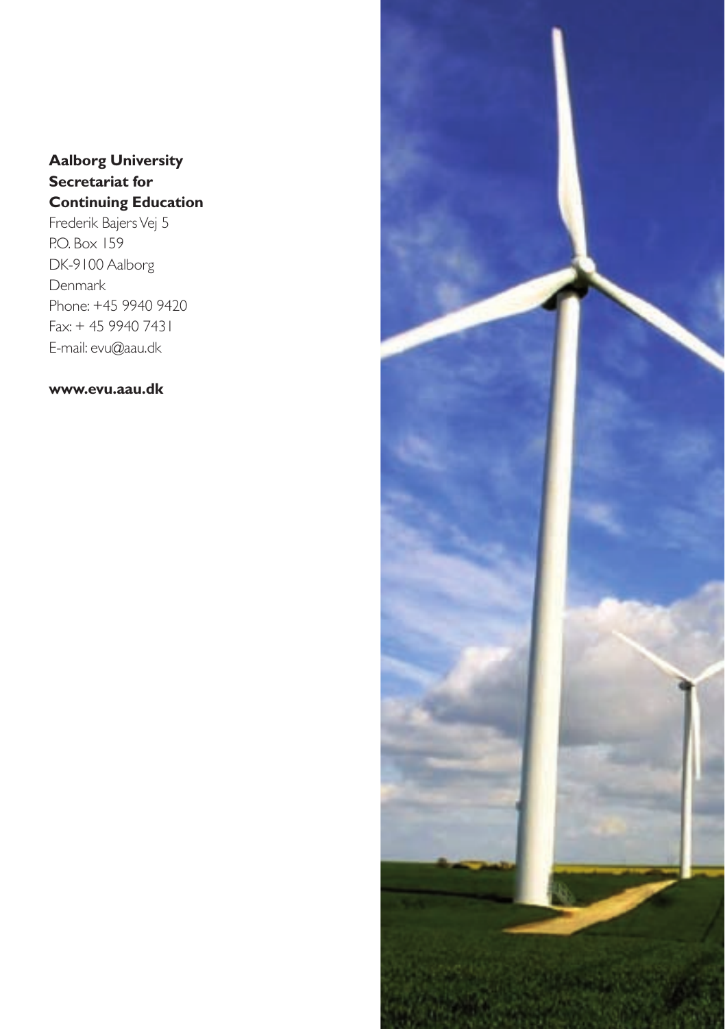**Aalborg University**
**Secretariat for**
**Continuing Education**
Frederik Bajers Vej 5
P.O. Box 159
DK-9100 Aalborg
Denmark
Phone: +45 9940 9420
Fax: + 45 9940 7431
E-mail: evu@aau.dk

**www.evu.aau.dk**